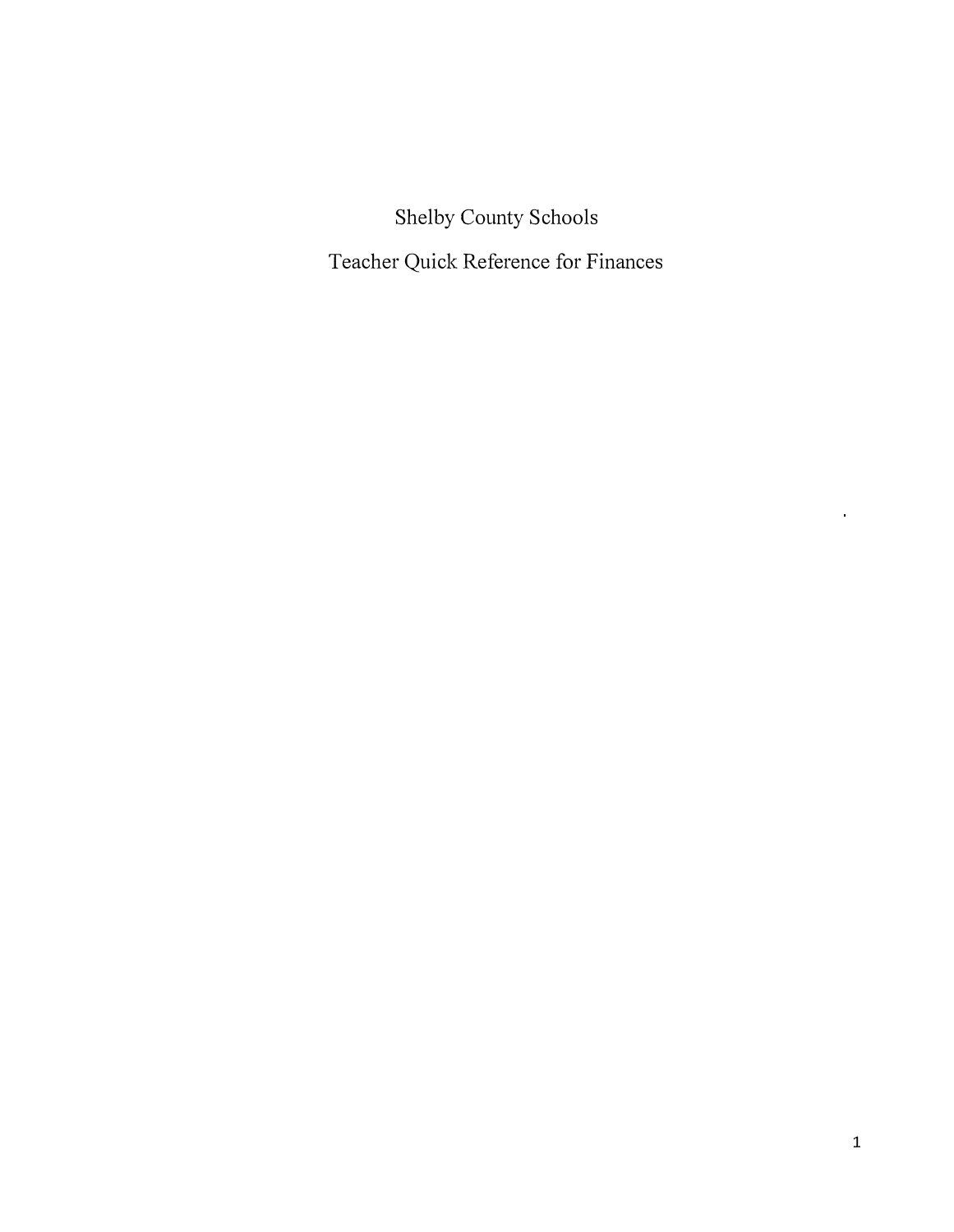# Shelby County Schools

## Teacher Quick Reference for Finances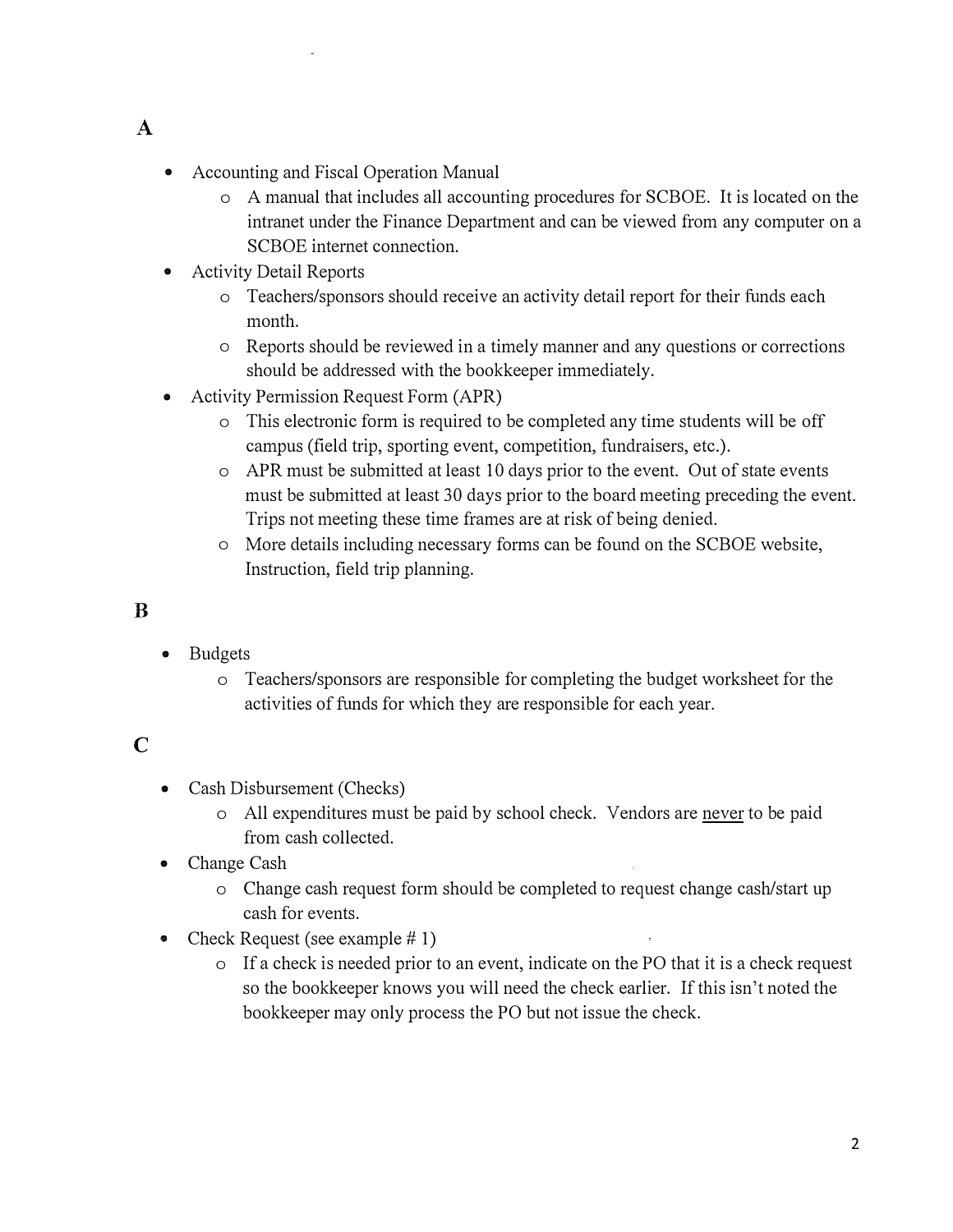## A

- Accounting and Fiscal Operation Manual
    - A manual that includes all accounting procedures for SCBOE. It is located on the intranet under the Finance Department and can be viewed from any computer on a SCBOE internet connection.
- Activity Detail Reports
    - Teachers/sponsors should receive an activity detail report for their funds each month.
    - Reports should be reviewed in a timely manner and any questions or corrections should be addressed with the bookkeeper immediately.
- Activity Permission Request Form (APR)
    - This electronic form is required to be completed any time students will be off campus (field trip, sporting event, competition, fundraisers, etc.).
    - APR must be submitted at least 10 days prior to the event. Out of state events must be submitted at least 30 days prior to the board meeting preceding the event. Trips not meeting these time frames are at risk of being denied.
    - More details including necessary forms can be found on the SCBOE website, Instruction, field trip planning.

## B

- Budgets
    - Teachers/sponsors are responsible for completing the budget worksheet for the activities of funds for which they are responsible for each year.

## C

- Cash Disbursement (Checks)
    - All expenditures must be paid by school check. Vendors are <u>never</u> to be paid from cash collected.
- Change Cash
    - Change cash request form should be completed to request change cash/start up cash for events.
- Check Request (see example # 1)
    - If a check is needed prior to an event, indicate on the PO that it is a check request so the bookkeeper knows you will need the check earlier. If this isn't noted the bookkeeper may only process the PO but not issue the check.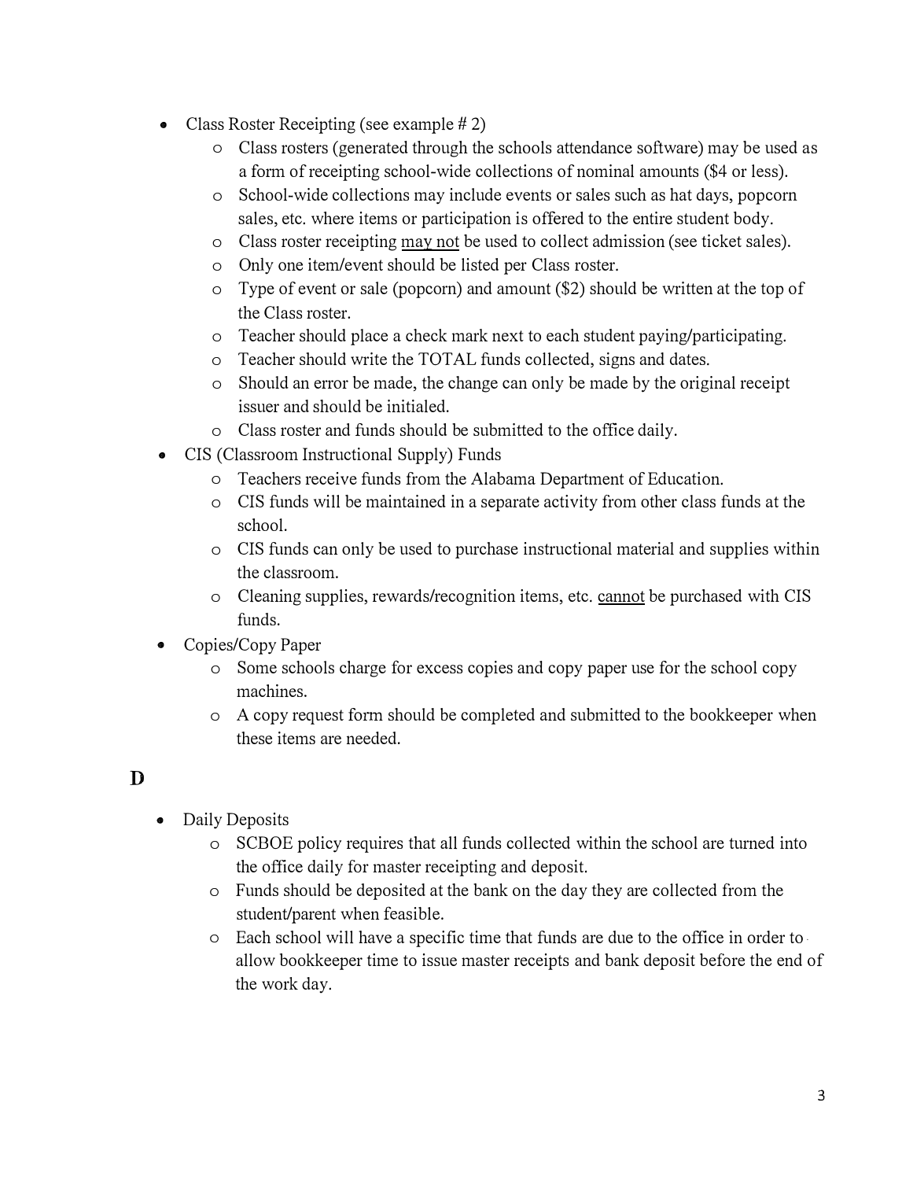- Class Roster Receipting (see example # 2)
  - Class rosters (generated through the schools attendance software) may be used as a form of receipting school-wide collections of nominal amounts ($4 or less).
  - School-wide collections may include events or sales such as hat days, popcorn sales, etc. where items or participation is offered to the entire student body.
  - Class roster receipting <u>may not</u> be used to collect admission (see ticket sales).
  - Only one item/event should be listed per Class roster.
  - Type of event or sale (popcorn) and amount ($2) should be written at the top of the Class roster.
  - Teacher should place a check mark next to each student paying/participating.
  - Teacher should write the TOTAL funds collected, signs and dates.
  - Should an error be made, the change can only be made by the original receipt issuer and should be initialed.
  - Class roster and funds should be submitted to the office daily.
- CIS (Classroom Instructional Supply) Funds
  - Teachers receive funds from the Alabama Department of Education.
  - CIS funds will be maintained in a separate activity from other class funds at the school.
  - CIS funds can only be used to purchase instructional material and supplies within the classroom.
  - Cleaning supplies, rewards/recognition items, etc. <u>cannot</u> be purchased with CIS funds.
- Copies/Copy Paper
  - Some schools charge for excess copies and copy paper use for the school copy machines.
  - A copy request form should be completed and submitted to the bookkeeper when these items are needed.

## D

- Daily Deposits
  - SCBOE policy requires that all funds collected within the school are turned into the office daily for master receipting and deposit.
  - Funds should be deposited at the bank on the day they are collected from the student/parent when feasible.
  - Each school will have a specific time that funds are due to the office in order to allow bookkeeper time to issue master receipts and bank deposit before the end of the work day.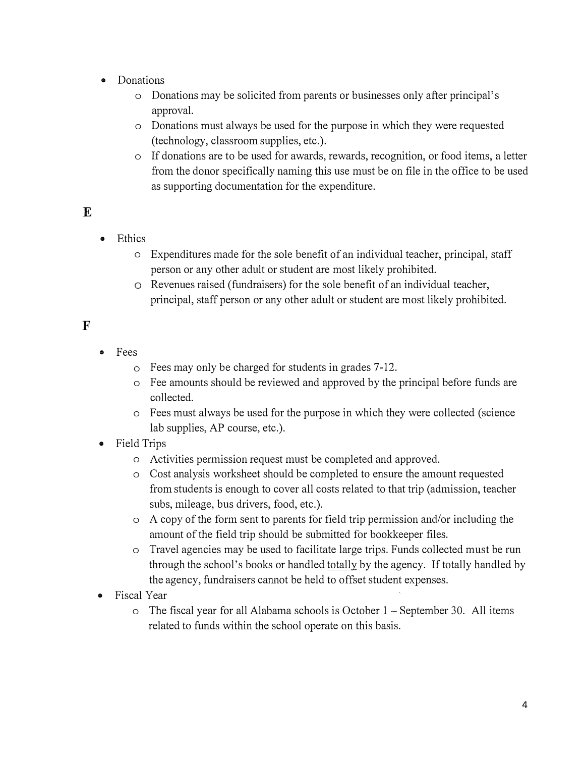- Donations
  - Donations may be solicited from parents or businesses only after principal's approval.
  - Donations must always be used for the purpose in which they were requested (technology, classroom supplies, etc.).
  - If donations are to be used for awards, rewards, recognition, or food items, a letter from the donor specifically naming this use must be on file in the office to be used as supporting documentation for the expenditure.

## E

- Ethics
  - Expenditures made for the sole benefit of an individual teacher, principal, staff person or any other adult or student are most likely prohibited.
  - Revenues raised (fundraisers) for the sole benefit of an individual teacher, principal, staff person or any other adult or student are most likely prohibited.

## F

- Fees
  - Fees may only be charged for students in grades 7-12.
  - Fee amounts should be reviewed and approved by the principal before funds are collected.
  - Fees must always be used for the purpose in which they were collected (science lab supplies, AP course, etc.).
- Field Trips
  - Activities permission request must be completed and approved.
  - Cost analysis worksheet should be completed to ensure the amount requested from students is enough to cover all costs related to that trip (admission, teacher subs, mileage, bus drivers, food, etc.).
  - A copy of the form sent to parents for field trip permission and/or including the amount of the field trip should be submitted for bookkeeper files.
  - Travel agencies may be used to facilitate large trips. Funds collected must be run through the school's books or handled <u>totally</u> by the agency. If totally handled by the agency, fundraisers cannot be held to offset student expenses.
- Fiscal Year
  - The fiscal year for all Alabama schools is October 1 – September 30. All items related to funds within the school operate on this basis.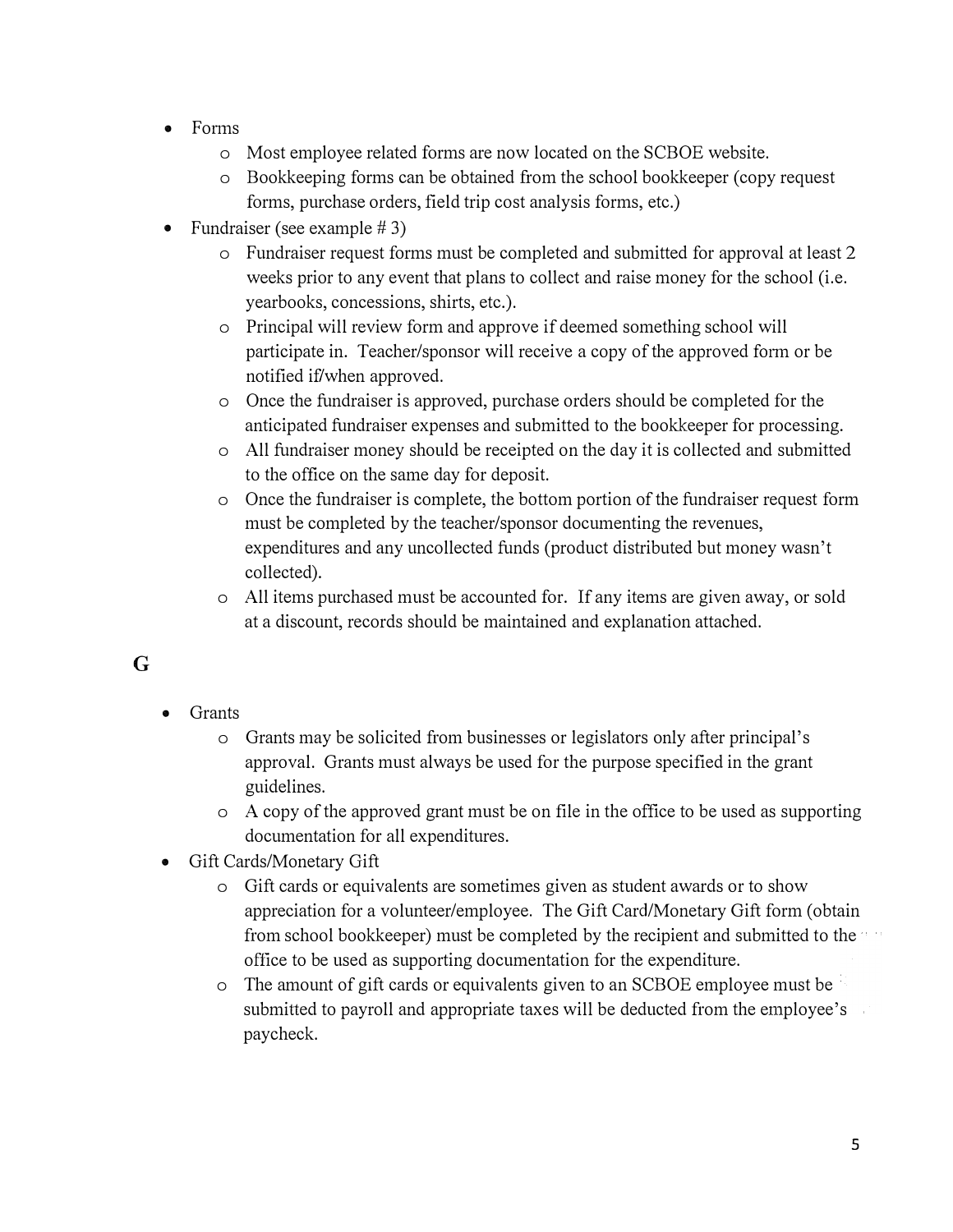- Forms
  - Most employee related forms are now located on the SCBOE website.
  - Bookkeeping forms can be obtained from the school bookkeeper (copy request forms, purchase orders, field trip cost analysis forms, etc.)
- Fundraiser (see example # 3)
  - Fundraiser request forms must be completed and submitted for approval at least 2 weeks prior to any event that plans to collect and raise money for the school (i.e. yearbooks, concessions, shirts, etc.).
  - Principal will review form and approve if deemed something school will participate in. Teacher/sponsor will receive a copy of the approved form or be notified if/when approved.
  - Once the fundraiser is approved, purchase orders should be completed for the anticipated fundraiser expenses and submitted to the bookkeeper for processing.
  - All fundraiser money should be receipted on the day it is collected and submitted to the office on the same day for deposit.
  - Once the fundraiser is complete, the bottom portion of the fundraiser request form must be completed by the teacher/sponsor documenting the revenues, expenditures and any uncollected funds (product distributed but money wasn't collected).
  - All items purchased must be accounted for. If any items are given away, or sold at a discount, records should be maintained and explanation attached.

## G

- Grants
  - Grants may be solicited from businesses or legislators only after principal's approval. Grants must always be used for the purpose specified in the grant guidelines.
  - A copy of the approved grant must be on file in the office to be used as supporting documentation for all expenditures.
- Gift Cards/Monetary Gift
  - Gift cards or equivalents are sometimes given as student awards or to show appreciation for a volunteer/employee. The Gift Card/Monetary Gift form (obtain from school bookkeeper) must be completed by the recipient and submitted to the office to be used as supporting documentation for the expenditure.
  - The amount of gift cards or equivalents given to an SCBOE employee must be submitted to payroll and appropriate taxes will be deducted from the employee's paycheck.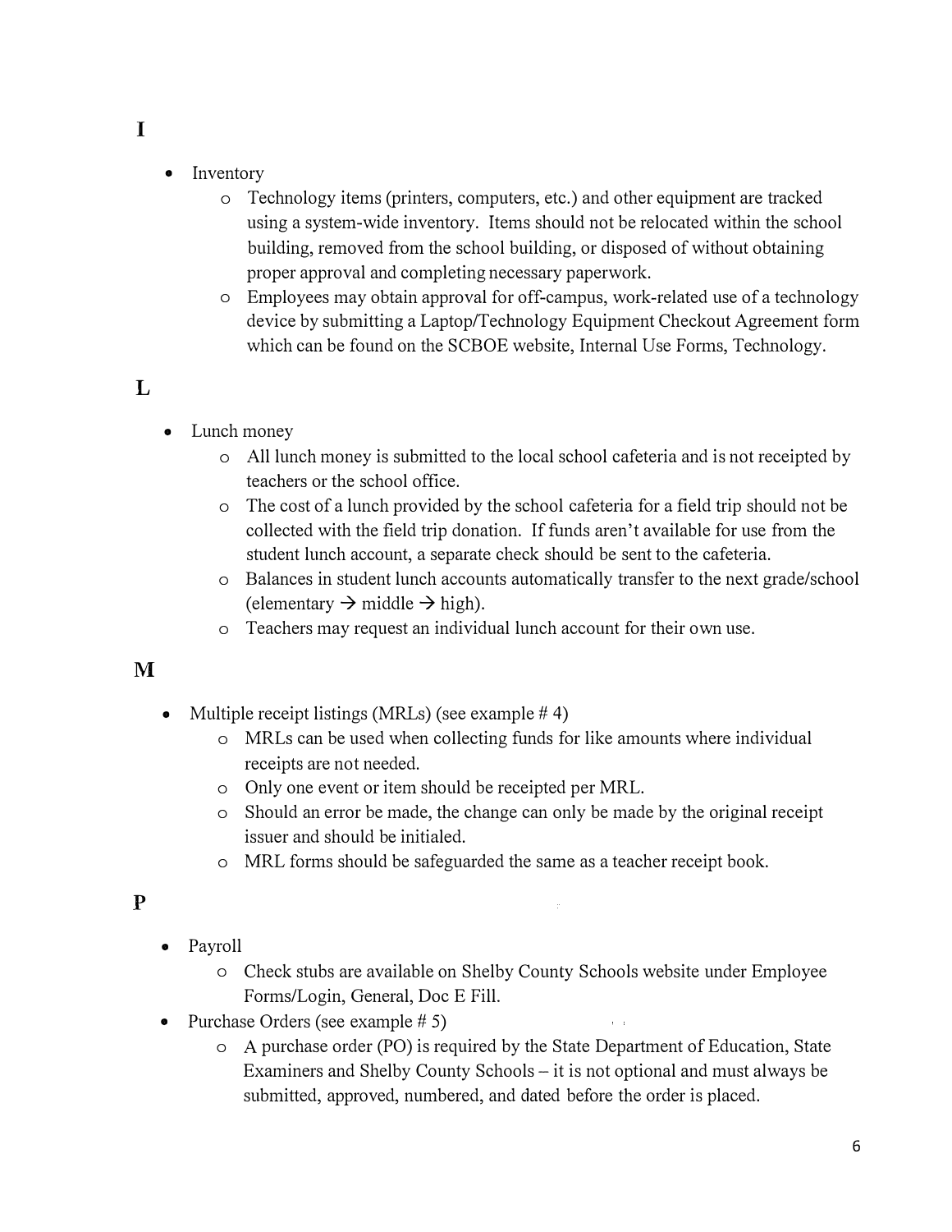## I

- Inventory
  - Technology items (printers, computers, etc.) and other equipment are tracked using a system-wide inventory. Items should not be relocated within the school building, removed from the school building, or disposed of without obtaining proper approval and completing necessary paperwork.
  - Employees may obtain approval for off-campus, work-related use of a technology device by submitting a Laptop/Technology Equipment Checkout Agreement form which can be found on the SCBOE website, Internal Use Forms, Technology.

## L

- Lunch money
  - All lunch money is submitted to the local school cafeteria and is not receipted by teachers or the school office.
  - The cost of a lunch provided by the school cafeteria for a field trip should not be collected with the field trip donation. If funds aren't available for use from the student lunch account, a separate check should be sent to the cafeteria.
  - Balances in student lunch accounts automatically transfer to the next grade/school (elementary → middle → high).
  - Teachers may request an individual lunch account for their own use.

## M

- Multiple receipt listings (MRLs) (see example # 4)
  - MRLs can be used when collecting funds for like amounts where individual receipts are not needed.
  - Only one event or item should be receipted per MRL.
  - Should an error be made, the change can only be made by the original receipt issuer and should be initialed.
  - MRL forms should be safeguarded the same as a teacher receipt book.

## P

- Payroll
  - Check stubs are available on Shelby County Schools website under Employee Forms/Login, General, Doc E Fill.
- Purchase Orders (see example # 5)
  - A purchase order (PO) is required by the State Department of Education, State Examiners and Shelby County Schools – it is not optional and must always be submitted, approved, numbered, and dated before the order is placed.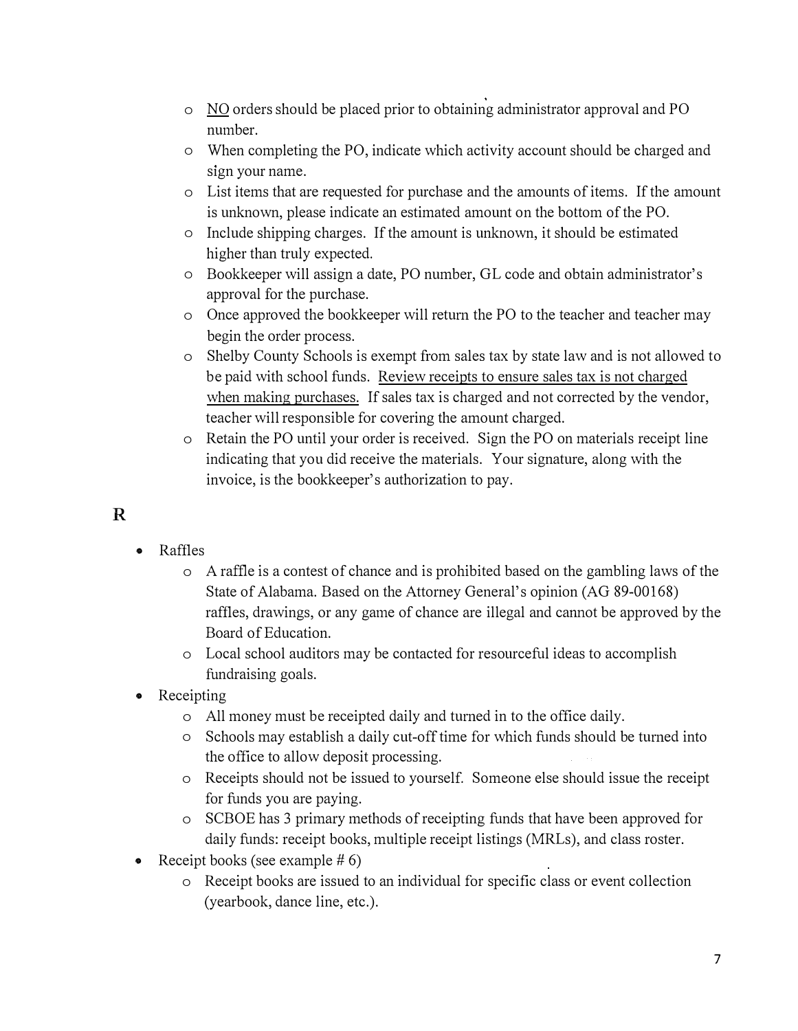- <u>NO</u> orders should be placed prior to obtaining administrator approval and PO number.
  - When completing the PO, indicate which activity account should be charged and sign your name.
  - List items that are requested for purchase and the amounts of items. If the amount is unknown, please indicate an estimated amount on the bottom of the PO.
  - Include shipping charges. If the amount is unknown, it should be estimated higher than truly expected.
  - Bookkeeper will assign a date, PO number, GL code and obtain administrator's approval for the purchase.
  - Once approved the bookkeeper will return the PO to the teacher and teacher may begin the order process.
  - Shelby County Schools is exempt from sales tax by state law and is not allowed to be paid with school funds. <u>Review receipts to ensure sales tax is not charged when making purchases.</u> If sales tax is charged and not corrected by the vendor, teacher will responsible for covering the amount charged.
  - Retain the PO until your order is received. Sign the PO on materials receipt line indicating that you did receive the materials. Your signature, along with the invoice, is the bookkeeper's authorization to pay.

## R

- Raffles
  - A raffle is a contest of chance and is prohibited based on the gambling laws of the State of Alabama. Based on the Attorney General's opinion (AG 89-00168) raffles, drawings, or any game of chance are illegal and cannot be approved by the Board of Education.
  - Local school auditors may be contacted for resourceful ideas to accomplish fundraising goals.
- Receipting
  - All money must be receipted daily and turned in to the office daily.
  - Schools may establish a daily cut-off time for which funds should be turned into the office to allow deposit processing.
  - Receipts should not be issued to yourself. Someone else should issue the receipt for funds you are paying.
  - SCBOE has 3 primary methods of receipting funds that have been approved for daily funds: receipt books, multiple receipt listings (MRLs), and class roster.
- Receipt books (see example # 6)
  - Receipt books are issued to an individual for specific class or event collection (yearbook, dance line, etc.).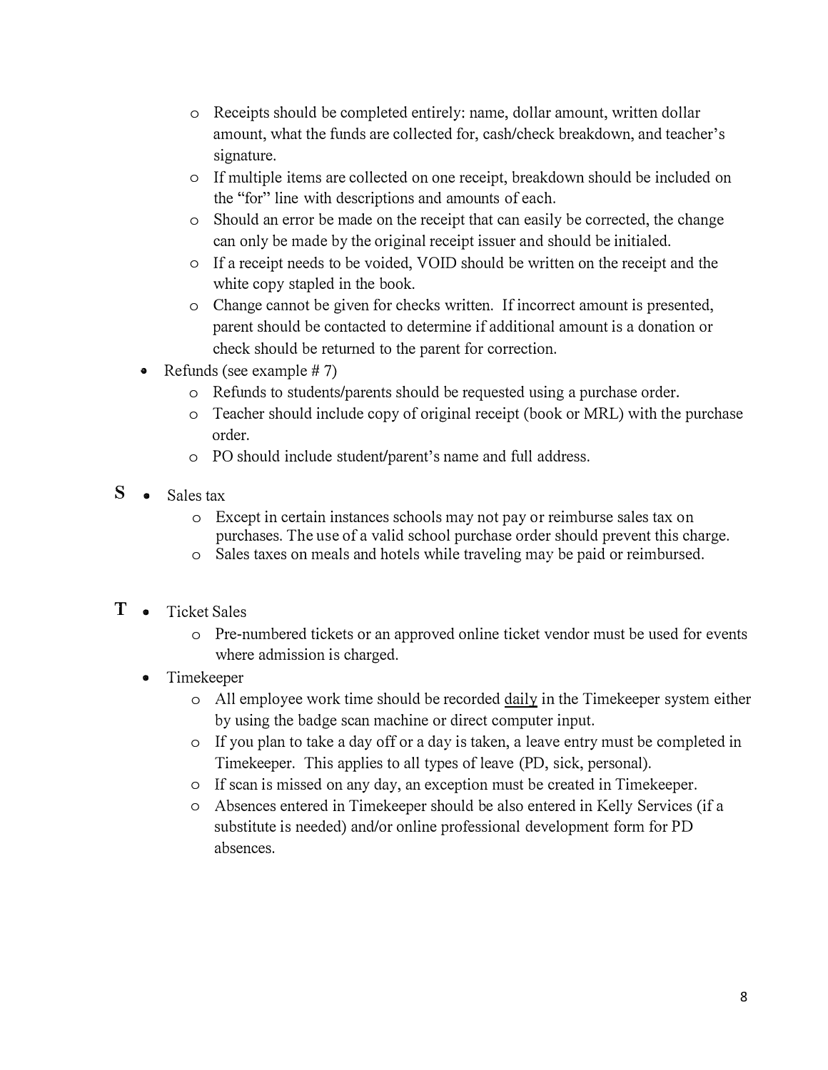- Receipts should be completed entirely: name, dollar amount, written dollar amount, what the funds are collected for, cash/check breakdown, and teacher's signature.
- If multiple items are collected on one receipt, breakdown should be included on the "for" line with descriptions and amounts of each.
- Should an error be made on the receipt that can easily be corrected, the change can only be made by the original receipt issuer and should be initialed.
- If a receipt needs to be voided, VOID should be written on the receipt and the white copy stapled in the book.
- Change cannot be given for checks written. If incorrect amount is presented, parent should be contacted to determine if additional amount is a donation or check should be returned to the parent for correction.

- Refunds (see example # 7)
  - Refunds to students/parents should be requested using a purchase order.
  - Teacher should include copy of original receipt (book or MRL) with the purchase order.
  - PO should include student/parent's name and full address.

**S**

- Sales tax
  - Except in certain instances schools may not pay or reimburse sales tax on purchases. The use of a valid school purchase order should prevent this charge.
  - Sales taxes on meals and hotels while traveling may be paid or reimbursed.

**T**

- Ticket Sales
  - Pre-numbered tickets or an approved online ticket vendor must be used for events where admission is charged.
- Timekeeper
  - All employee work time should be recorded daily in the Timekeeper system either by using the badge scan machine or direct computer input.
  - If you plan to take a day off or a day is taken, a leave entry must be completed in Timekeeper. This applies to all types of leave (PD, sick, personal).
  - If scan is missed on any day, an exception must be created in Timekeeper.
  - Absences entered in Timekeeper should be also entered in Kelly Services (if a substitute is needed) and/or online professional development form for PD absences.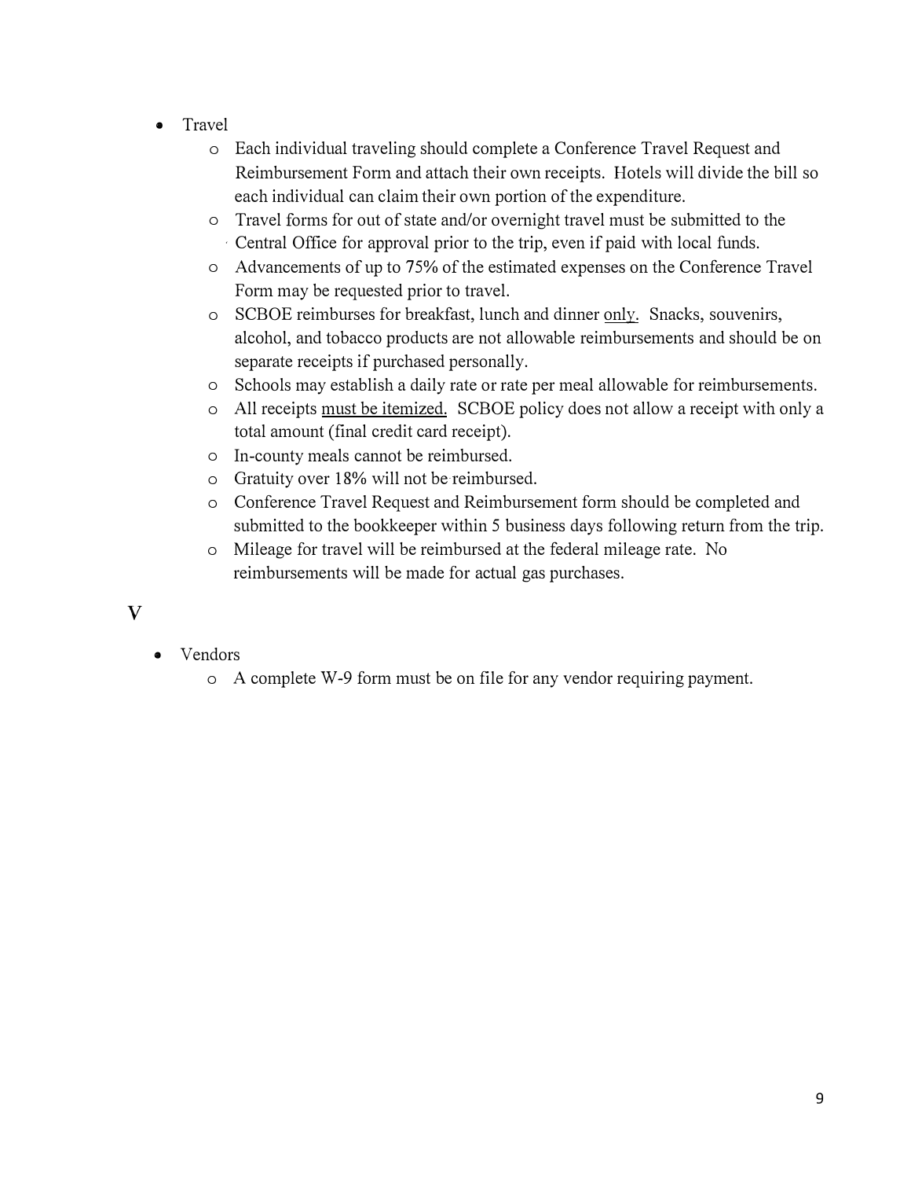- Travel
  - Each individual traveling should complete a Conference Travel Request and Reimbursement Form and attach their own receipts. Hotels will divide the bill so each individual can claim their own portion of the expenditure.
  - Travel forms for out of state and/or overnight travel must be submitted to the Central Office for approval prior to the trip, even if paid with local funds.
  - Advancements of up to 75% of the estimated expenses on the Conference Travel Form may be requested prior to travel.
  - SCBOE reimburses for breakfast, lunch and dinner <u>only.</u> Snacks, souvenirs, alcohol, and tobacco products are not allowable reimbursements and should be on separate receipts if purchased personally.
  - Schools may establish a daily rate or rate per meal allowable for reimbursements.
  - All receipts <u>must be itemized.</u> SCBOE policy does not allow a receipt with only a total amount (final credit card receipt).
  - In-county meals cannot be reimbursed.
  - Gratuity over 18% will not be reimbursed.
  - Conference Travel Request and Reimbursement form should be completed and submitted to the bookkeeper within 5 business days following return from the trip.
  - Mileage for travel will be reimbursed at the federal mileage rate. No reimbursements will be made for actual gas purchases.

## V

- Vendors
  - A complete W-9 form must be on file for any vendor requiring payment.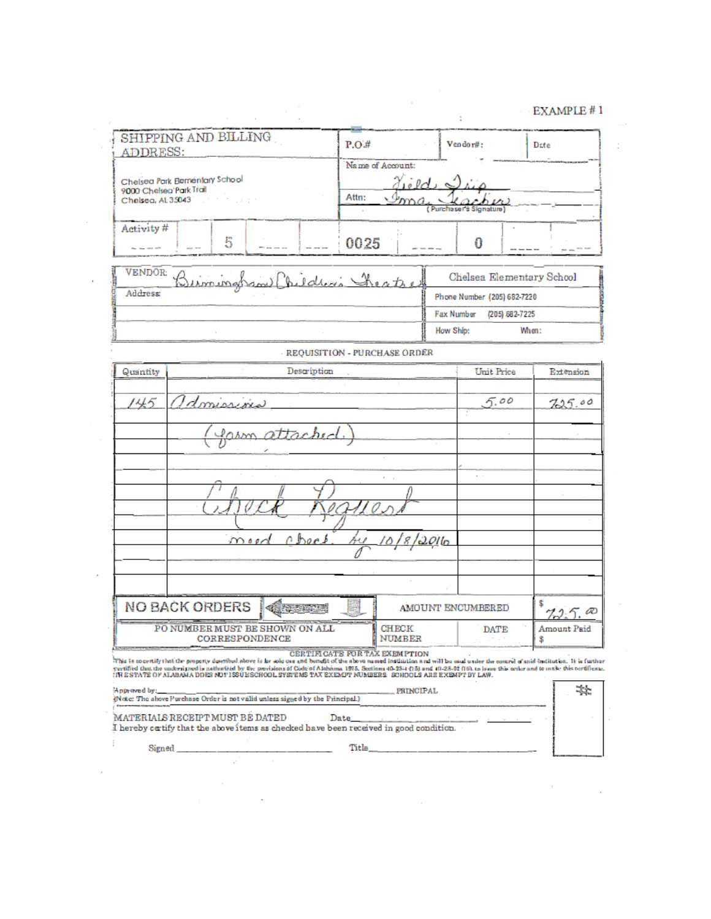EXAMPLE # 1

| SHIPPING AND BILLING ADDRESS: | P.O.# | Vendor#: | Date |
|---|---|---|---|
| Chelsea Park Elementary School<br>9000 Chelsea Park Trail<br>Chelsea, AL 35043 | Name of Account: Field Trip<br>Attn: Ima Teacher<br>(Purchaser's Signature) | | |

| Activity # | | 5 | | | 0025 | | 0 | | |
|---|---|---|---|---|---|---|---|---|---|

| VENDOR: Birmingham Children's Theatre | Chelsea Elementary School |
|---|---|
| Address: | Phone Number (205) 682-7220 |
| | Fax Number (205) 682-7225 |
| | How Ship: When: |

REQUISITION - PURCHASE ORDER

| Quantity | Description | Unit Price | Extension |
|---|---|---|---|
| 145 | Admissions | 5.00 | 725.00 |
| | (form attached.) | | |
| | | | |
| | Check Request | | |
| | need check by 10/8/2016 | | |

| NO BACK ORDERS | AMOUNT ENCUMBERED | | $ 725.00 |
|---|---|---|---|
| PO NUMBER MUST BE SHOWN ON ALL CORRESPONDENCE | CHECK NUMBER | DATE | Amount Paid $ |

CERTIFICATE FOR TAX EXEMPTION

This is to certify that the property described above is for sole use and benefit of the above named institution and will be used under the control of said institution. It is further certified that the undersigned is authorized by the provisions of Code of Alabama 1975, Sections 40-23-4 (15) and 40-23-62 (16), to issue this order and to make this certificate. THE STATE OF ALABAMA DOES NOT ISSUE SCHOOL SYSTEMS TAX EXEMPT NUMBERS. SCHOOLS ARE EXEMPT BY LAW.

Approved by: ____________________ PRINCIPAL

(Note: The above Purchase Order is not valid unless signed by the Principal.)

MATERIALS RECEIPT MUST BE DATED Date____________

I hereby certify that the above items as checked have been received in good condition.

Signed ____________________ Title____________________

#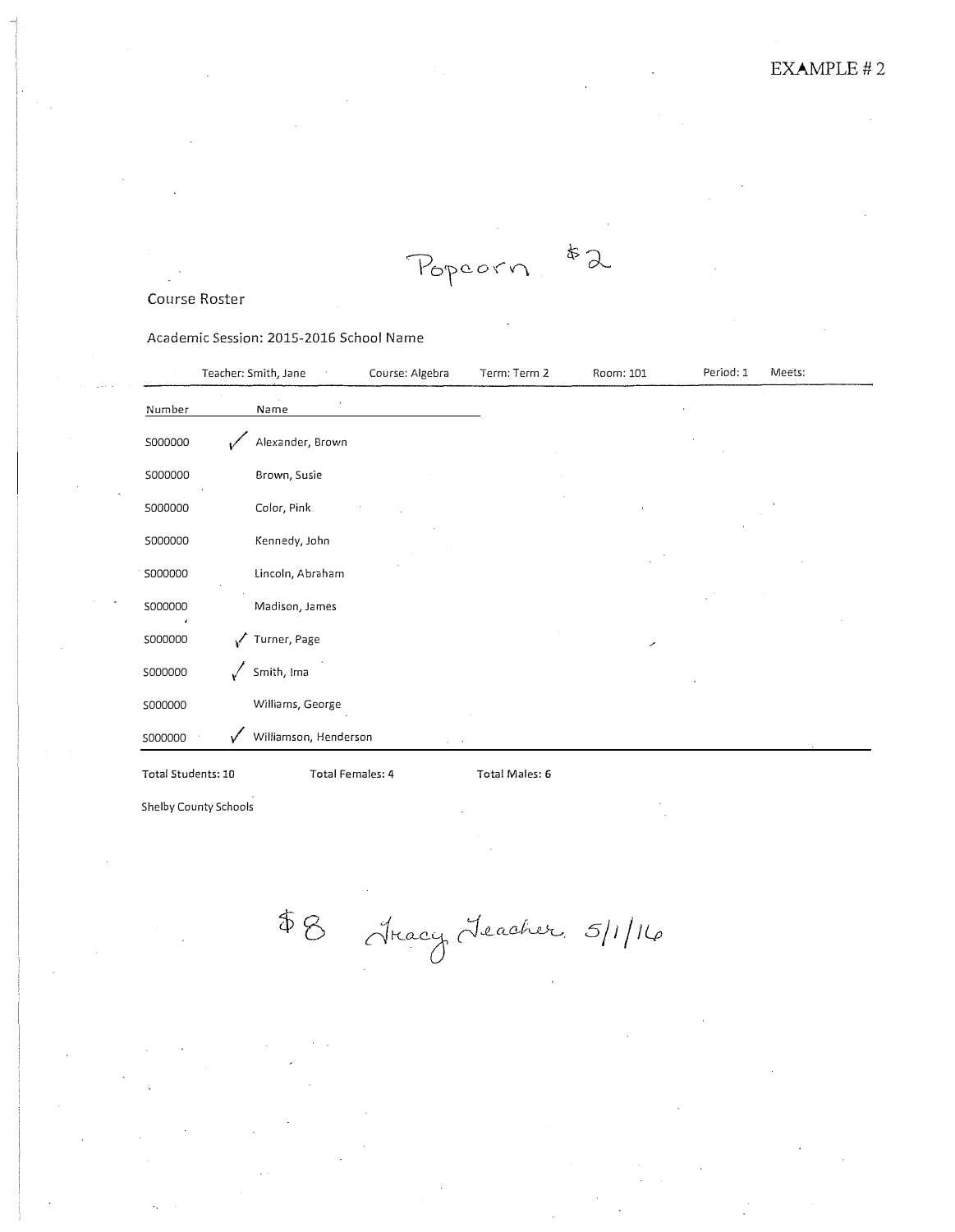EXAMPLE # 2

Popcorn $2

Course Roster

Academic Session: 2015-2016 School Name

Teacher: Smith, Jane | Course: Algebra | Term: Term 2 | Room: 101 | Period: 1 | Meets:

| Number | | Name |
|---|---|---|
| S000000 | ✓ | Alexander, Brown |
| S000000 | | Brown, Susie |
| S000000 | | Color, Pink |
| S000000 | | Kennedy, John |
| S000000 | | Lincoln, Abraham |
| S000000 | | Madison, James |
| S000000 | ✓ | Turner, Page |
| S000000 | ✓ | Smith, Ima |
| S000000 | | Williams, George |
| S000000 | ✓ | Williamson, Henderson |

Total Students: 10 Total Females: 4 Total Males: 6

Shelby County Schools

$8 Tracy Teacher 5/1/16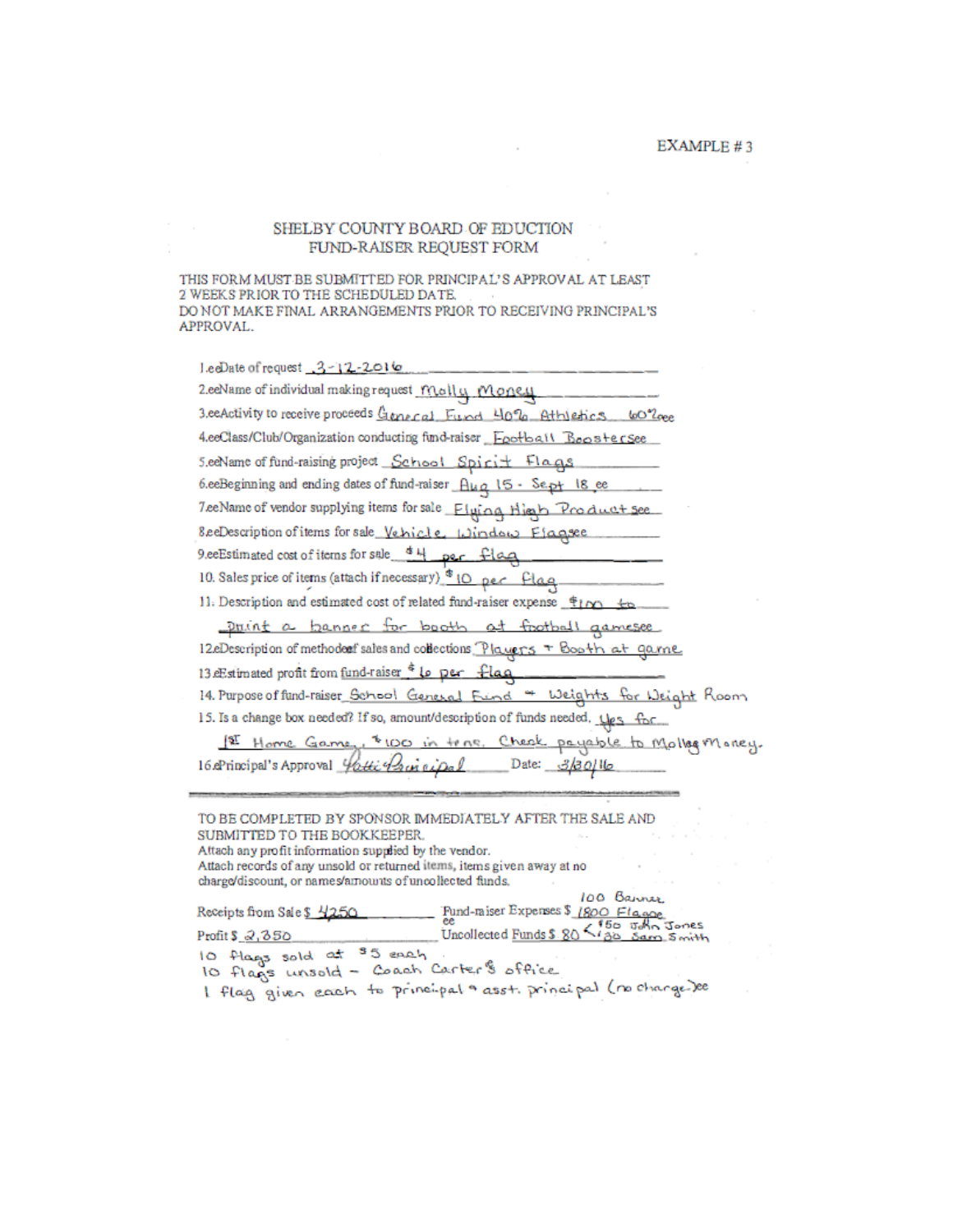EXAMPLE # 3

# SHELBY COUNTY BOARD OF EDUCTION
## FUND-RAISER REQUEST FORM

THIS FORM MUST BE SUBMITTED FOR PRINCIPAL'S APPROVAL AT LEAST 2 WEEKS PRIOR TO THE SCHEDULED DATE.
DO NOT MAKE FINAL ARRANGEMENTS PRIOR TO RECEIVING PRINCIPAL'S APPROVAL.

1. Date of request 3-12-2016
2. Name of individual making request Molly Money
3. Activity to receive proceeds General Fund 40% Athletics 60%
4. Class/Club/Organization conducting fund-raiser Football Boosters
5. Name of fund-raising project School Spirit Flags
6. Beginning and ending dates of fund-raiser Aug 15 - Sept 18
7. Name of vendor supplying items for sale Flying High Product
8. Description of items for sale Vehicle Window Flags
9. Estimated cost of items for sale $4 per flag
10. Sales price of items (attach if necessary) $10 per flag
11. Description and estimated cost of related fund-raiser expense $100 to print a banner for booth at football games
12. Description of method of sales and collections Players + Booth at game
13. Estimated profit from fund-raiser $6 per flag
14. Purpose of fund-raiser School General Fund + Weights for Weight Room
15. Is a change box needed? If so, amount/description of funds needed. Yes for 1st Home Game, $100 in tens. Check payable to Molly Money.
16. Principal's Approval Patti Principal Date: 3/30/16

---

TO BE COMPLETED BY SPONSOR IMMEDIATELY AFTER THE SALE AND SUBMITTED TO THE BOOKKEEPER.
Attach any profit information supplied by the vendor.
Attach records of any unsold or returned items, items given away at no charge/discount, or names/amounts of uncollected funds.

Receipts from Sale $ 4250 Fund-raiser Expenses $ 1800 Flags, 100 Banner

Profit $ 2,350 Uncollected Funds $ 80 < $50 John Jones, $30 Sam Smith

10 flags sold at $5 each
10 flags unsold - Coach Carter's office
1 flag given each to principal + asst. principal (no charge)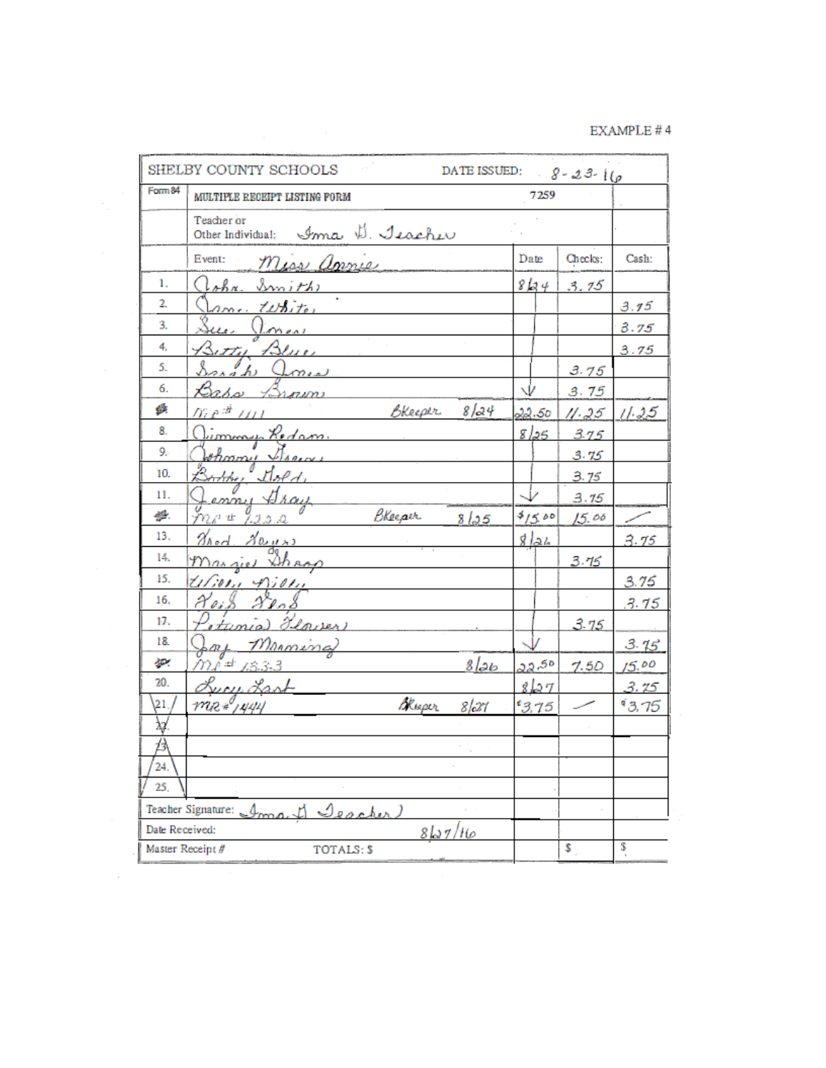EXAMPLE # 4

| SHELBY COUNTY SCHOOLS | DATE ISSUED: 8-23-16 | | |
|---|---|---|---|
| Form 84 MULTIPLE RECEIPT LISTING FORM | 7259 | | |
| Teacher or Other Individual: Ima D. Teacher | | | |
| Event: Miss Annie | Date | Checks: | Cash: |
| 1. John Smith | 8/24 | 3.75 | |
| 2. Jane White | | | 3.75 |
| 3. Sue Jones | | | 3.75 |
| 4. Betty Blue | | | 3.75 |
| 5. Sarah Jones | | 3.75 | |
| 6. Baby Brown | | 3.75 | |
| 7. MR # 1111 Bkeeper 8/24 | 22.50 | 11.25 | 11.25 |
| 8. Jimmy Redam | 8/25 | 3.75 | |
| 9. Johnny Green | | 3.75 | |
| 10. Bobby Gold | | 3.75 | |
| 11. Jenny Gray | | 3.75 | |
| 12. MR # 1222 Bkeeper 8/25 | $15.00 | 15.00 | — |
| 13. Fred Rogers | 8/26 | | 3.75 |
| 14. Margie Sharp | | 3.75 | |
| 15. Willie Nilly | | | 3.75 |
| 16. Heidi Read | | | 3.75 |
| 17. Petunia Flowers | | 3.75 | |
| 18. Jay Morning | | | 3.75 |
| 19. MR # 1333 8/26 | 22.50 | 7.50 | 15.00 |
| 20. Lucy Last | 8/27 | | 3.75 |
| 21. MR # 1444 Bkeeper 8/27 | $3.75 | — | $3.75 |
| 22. | | | |
| 23. | | | |
| 24. | | | |
| 25. | | | |
| Teacher Signature: Ima D. Teacher | | | |
| Date Received: 8/27/16 | | | |
| Master Receipt # TOTALS: $ | | $ | $ |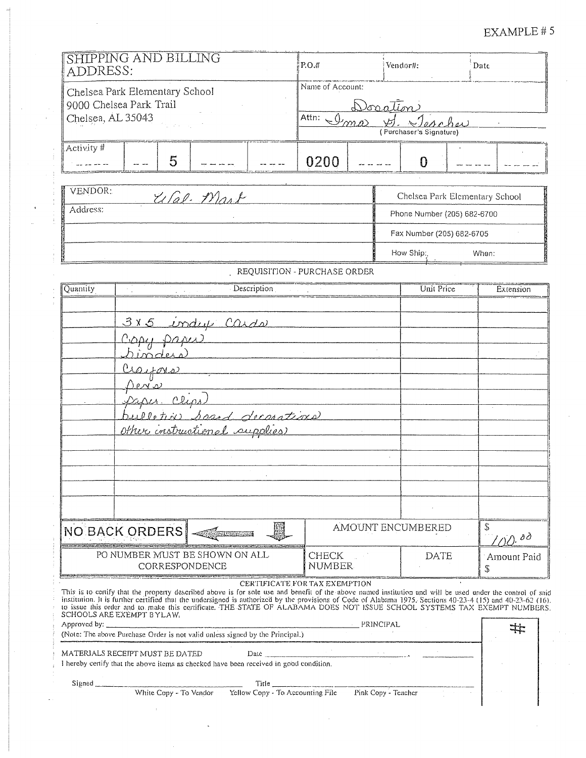EXAMPLE # 5

| SHIPPING AND BILLING ADDRESS: | P.O.# | Vendor#: | Date |
|---|---|---|---|
| Chelsea Park Elementary School<br>9000 Chelsea Park Trail<br>Chelsea, AL 35043 | Name of Account: Donation<br>Attn: Imas G. Teacher<br>(Purchaser's Signature) | | |

| Activity # | | 5 | | | 0200 | | 0 | | |
|---|---|---|---|---|---|---|---|---|---|

| VENDOR: Wal-Mart | Chelsea Park Elementary School |
|---|---|
| Address: | Phone Number (205) 682-6700 |
| | Fax Number (205) 682-6705 |
| | How Ship: When: |

REQUISITION - PURCHASE ORDER

| Quantity | Description | Unit Price | Extension |
|---|---|---|---|
| | | | |
| | 3 x 5 index cards | | |
| | Copy paper | | |
| | binders | | |
| | Crayons | | |
| | pens | | |
| | paper clips | | |
| | bulletin board decorations | | |
| | other instructional supplies | | |
| | | | |
| | | | |
| | | | |
| | | | |

| NO BACK ORDERS | AMOUNT ENCUMBERED | | $ 100.00 |
|---|---|---|---|
| PO NUMBER MUST BE SHOWN ON ALL CORRESPONDENCE | CHECK NUMBER | DATE | Amount Paid $ |

CERTIFICATE FOR TAX EXEMPTION

This is to certify that the property described above is for sole use and benefit of the above named institution and will be used under the control of said institution. It is further certified that the undersigned is authorized by the provisions of Code of Alabama 1975, Sections 40-23-4 (15) and 40-23-62 (16), to issue this order and to make this certificate. THE STATE OF ALABAMA DOES NOT ISSUE SCHOOL SYSTEMS TAX EXEMPT NUMBERS. SCHOOLS ARE EXEMPT BY LAW.

Approved by: ______________________ PRINCIPAL

(Note: The above Purchase Order is not valid unless signed by the Principal.)

#

MATERIALS RECEIPT MUST BE DATED Date ______________________

I hereby certify that the above items as checked have been received in good condition.

Signed ______________________ Title ______________________

White Copy - To Vendor Yellow Copy - To Accounting File Pink Copy - Teacher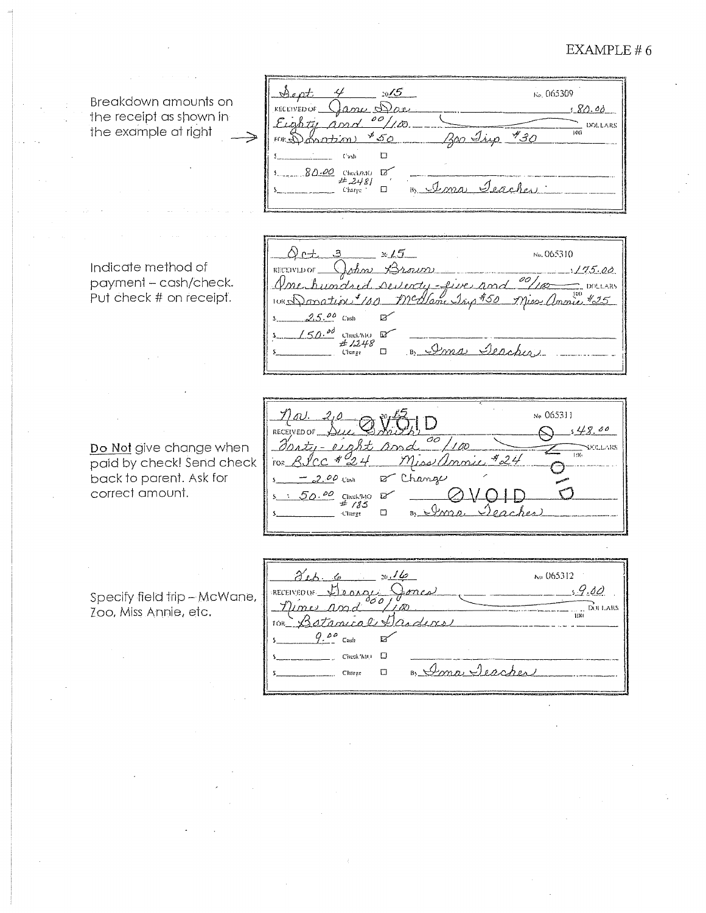EXAMPLE # 6

Breakdown amounts on the receipt as shown in the example at right

| | |
|---|---|
| Sept 4 20 15 | No. 065309 |
| RECEIVED OF Jane Doe | $ 80.00 |
| Eighty and 00/100 | DOLLARS |
| FOR Donation $50 Zoo Trip $30 | |
| $ ______ Cash ☐ | |
| $ 80.00 Check/MO ☑ #2481 | |
| $ ______ Charge ☐ | By Ima Teacher |

Indicate method of payment – cash/check. Put check # on receipt.

| | |
|---|---|
| Oct. 3 20 15 | No. 065310 |
| RECEIVED OF John Brown | $ 175.00 |
| One hundred seventy-five and 00/100 | DOLLARS |
| FOR Donation $100 McWane Trip $50 Miss Annie $25 | |
| $ 25.00 Cash ☑ | |
| $ 150.00 Check/MO ☑ #1248 | |
| $ ______ Charge ☐ | By Ima Teacher |

**Do Not** give change when paid by check! Send check back to parent. Ask for correct amount.

| | |
|---|---|
| Nov. 20 20 15 VOID | No. 065311 |
| RECEIVED OF Sue Smith | $ 48.00 |
| Forty-eight and 00/100 | DOLLARS |
| FOR BJCC $24 Miss Annie $24 | VOID |
| $ - 2.00 Cash ☑ Change | |
| $ 50.00 Check/MO ☑ #185 | VOID |
| $ ______ Charge ☐ | By Ima Teacher |

Specify field trip – McWane, Zoo, Miss Annie, etc.

| | |
|---|---|
| Feb. 6 20 16 | No. 065312 |
| RECEIVED OF George Jones | $ 9.00 |
| Nine and 00/100 | DOLLARS |
| FOR Botanical Gardens | |
| $ 9.00 Cash ☑ | |
| $ ______ Check/MO ☐ | |
| $ ______ Charge ☐ | By Ima Teacher |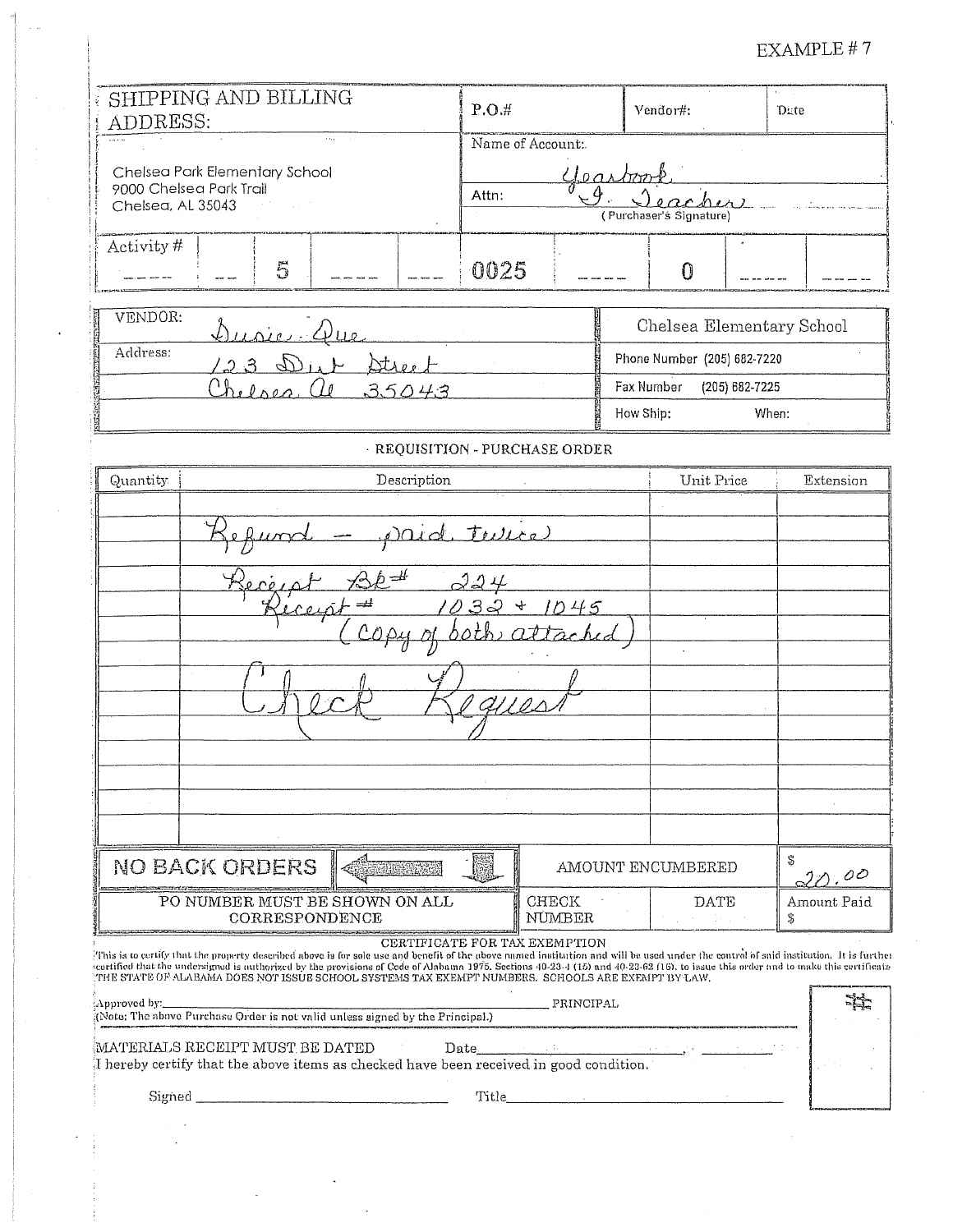EXAMPLE # 7

| SHIPPING AND BILLING ADDRESS: | P.O.# | Vendor#: | Date |
|---|---|---|---|
| Chelsea Park Elementary School<br>9000 Chelsea Park Trail<br>Chelsea, AL 35043 | Name of Account: Yearbook | | |
| | Attn: I. Teacher (Purchaser's Signature) | | |

| Activity # | | | | | | | | | |
|---|---|---|---|---|---|---|---|---|---|
| ---- | -- | 5 | ---- | --- | 0025 | ---- | 0 | ---- | ---- |

| VENDOR: Susie Que | Chelsea Elementary School |
|---|---|
| Address: 123 Dirt Street | Phone Number (205) 682-7220 |
| Chelsea Al 35043 | Fax Number (205) 682-7225 |
| | How Ship: When: |

REQUISITION - PURCHASE ORDER

| Quantity | Description | Unit Price | Extension |
|---|---|---|---|
| | Refund – paid twice | | |
| | Receipt Bk# 224 | | |
| | Receipt # 1032 + 1045 | | |
| | (copy of both attached) | | |
| | Check Request | | |

| NO BACK ORDERS | AMOUNT ENCUMBERED | | $ 20.00 |
|---|---|---|---|
| PO NUMBER MUST BE SHOWN ON ALL CORRESPONDENCE | CHECK NUMBER | DATE | Amount Paid $ |

CERTIFICATE FOR TAX EXEMPTION

This is to certify that the property described above is for sole use and benefit of the above named institution and will be used under the control of said institution. It is further certified that the undersigned is authorized by the provisions of Code of Alabama 1975, Sections 40-23-4 (15) and 40-23-62 (16), to issue this order and to make this certificate. THE STATE OF ALABAMA DOES NOT ISSUE SCHOOL SYSTEMS TAX EXEMPT NUMBERS. SCHOOLS ARE EXEMPT BY LAW.

Approved by:\_\_\_\_\_\_\_\_\_\_\_\_\_\_\_\_\_\_\_\_\_\_\_\_\_\_\_\_ PRINCIPAL

(Note: The above Purchase Order is not valid unless signed by the Principal.)

MATERIALS RECEIPT MUST BE DATED Date\_\_\_\_\_\_\_\_\_\_\_\_\_\_\_\_\_\_\_\_

I hereby certify that the above items as checked have been received in good condition.

Signed \_\_\_\_\_\_\_\_\_\_\_\_\_\_\_\_\_\_\_\_ Title\_\_\_\_\_\_\_\_\_\_\_\_\_\_\_\_\_\_\_\_

#